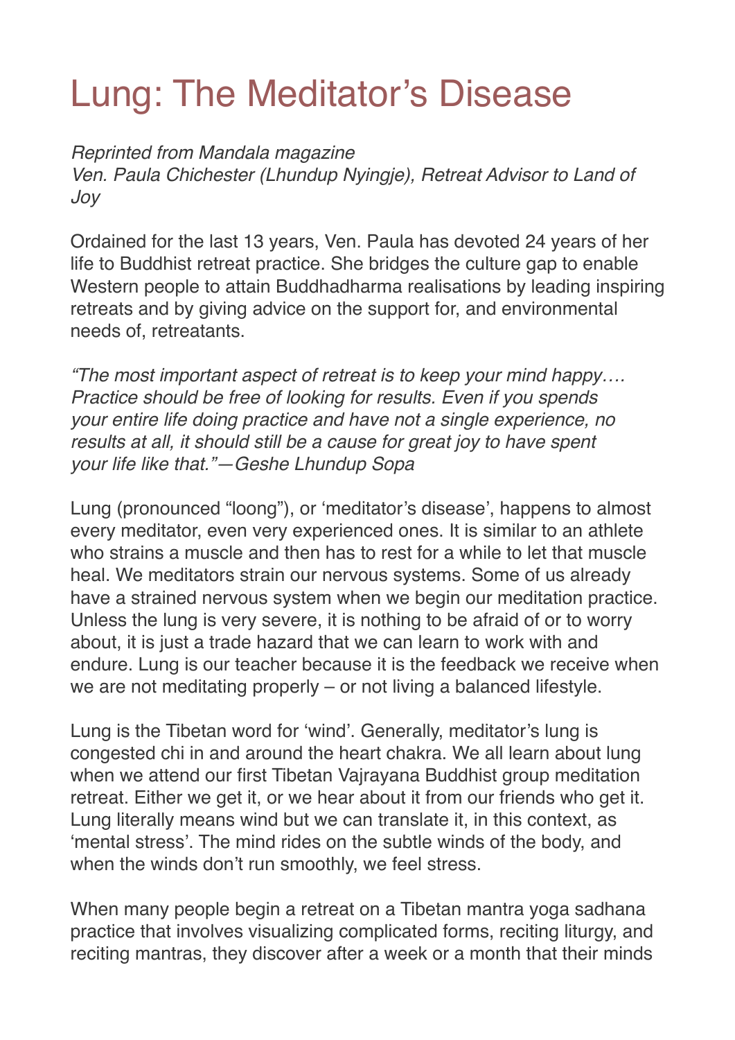# Lung: The Meditator's Disease

*Reprinted from Mandala magazine*
*Ven. Paula Chichester (Lhundup Nyingje), Retreat Advisor to Land of Joy*

Ordained for the last 13 years, Ven. Paula has devoted 24 years of her life to Buddhist retreat practice. She bridges the culture gap to enable Western people to attain Buddhadharma realisations by leading inspiring retreats and by giving advice on the support for, and environmental needs of, retreatants.

*"The most important aspect of retreat is to keep your mind happy…. Practice should be free of looking for results. Even if you spends your entire life doing practice and have not a single experience, no results at all, it should still be a cause for great joy to have spent your life like that."—Geshe Lhundup Sopa*

Lung (pronounced "loong"), or 'meditator's disease', happens to almost every meditator, even very experienced ones. It is similar to an athlete who strains a muscle and then has to rest for a while to let that muscle heal. We meditators strain our nervous systems. Some of us already have a strained nervous system when we begin our meditation practice. Unless the lung is very severe, it is nothing to be afraid of or to worry about, it is just a trade hazard that we can learn to work with and endure. Lung is our teacher because it is the feedback we receive when we are not meditating properly – or not living a balanced lifestyle.

Lung is the Tibetan word for 'wind'. Generally, meditator's lung is congested chi in and around the heart chakra. We all learn about lung when we attend our first Tibetan Vajrayana Buddhist group meditation retreat. Either we get it, or we hear about it from our friends who get it. Lung literally means wind but we can translate it, in this context, as 'mental stress'. The mind rides on the subtle winds of the body, and when the winds don't run smoothly, we feel stress.

When many people begin a retreat on a Tibetan mantra yoga sadhana practice that involves visualizing complicated forms, reciting liturgy, and reciting mantras, they discover after a week or a month that their minds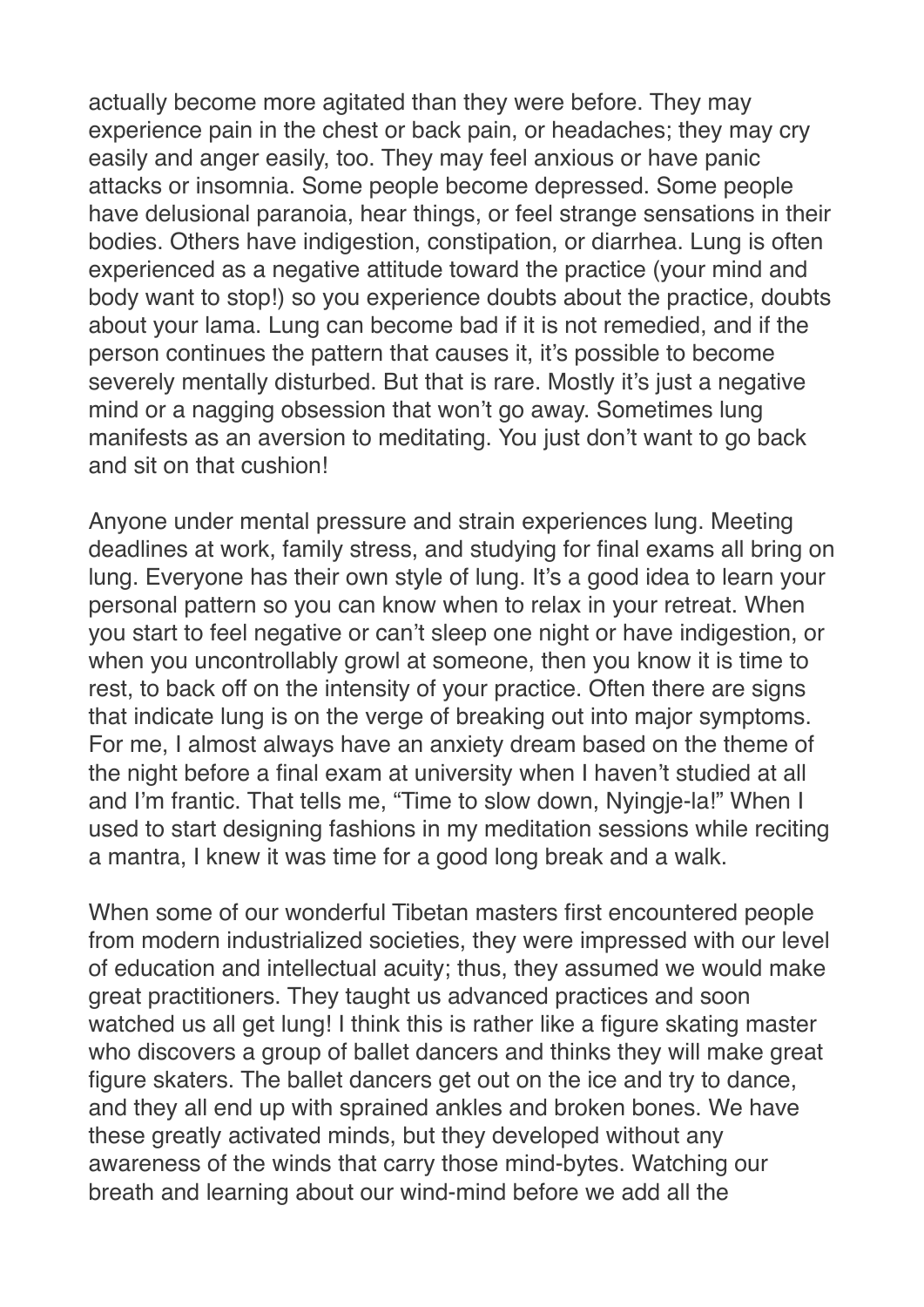actually become more agitated than they were before. They may experience pain in the chest or back pain, or headaches; they may cry easily and anger easily, too. They may feel anxious or have panic attacks or insomnia. Some people become depressed. Some people have delusional paranoia, hear things, or feel strange sensations in their bodies. Others have indigestion, constipation, or diarrhea. Lung is often experienced as a negative attitude toward the practice (your mind and body want to stop!) so you experience doubts about the practice, doubts about your lama. Lung can become bad if it is not remedied, and if the person continues the pattern that causes it, it's possible to become severely mentally disturbed. But that is rare. Mostly it's just a negative mind or a nagging obsession that won't go away. Sometimes lung manifests as an aversion to meditating. You just don't want to go back and sit on that cushion!

Anyone under mental pressure and strain experiences lung. Meeting deadlines at work, family stress, and studying for final exams all bring on lung. Everyone has their own style of lung. It's a good idea to learn your personal pattern so you can know when to relax in your retreat. When you start to feel negative or can't sleep one night or have indigestion, or when you uncontrollably growl at someone, then you know it is time to rest, to back off on the intensity of your practice. Often there are signs that indicate lung is on the verge of breaking out into major symptoms. For me, I almost always have an anxiety dream based on the theme of the night before a final exam at university when I haven't studied at all and I'm frantic. That tells me, "Time to slow down, Nyingje-la!" When I used to start designing fashions in my meditation sessions while reciting a mantra, I knew it was time for a good long break and a walk.

When some of our wonderful Tibetan masters first encountered people from modern industrialized societies, they were impressed with our level of education and intellectual acuity; thus, they assumed we would make great practitioners. They taught us advanced practices and soon watched us all get lung! I think this is rather like a figure skating master who discovers a group of ballet dancers and thinks they will make great figure skaters. The ballet dancers get out on the ice and try to dance, and they all end up with sprained ankles and broken bones. We have these greatly activated minds, but they developed without any awareness of the winds that carry those mind-bytes. Watching our breath and learning about our wind-mind before we add all the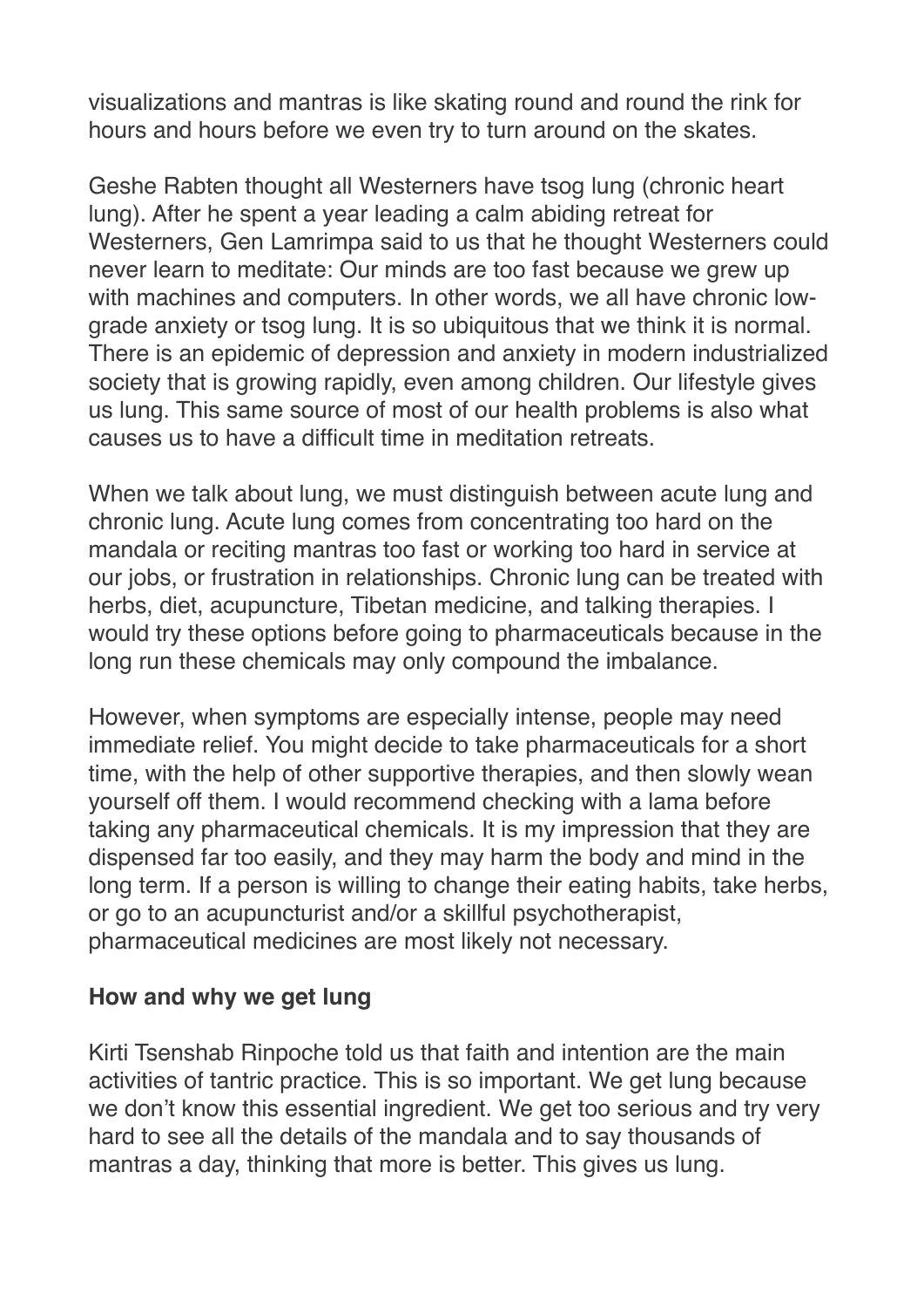visualizations and mantras is like skating round and round the rink for hours and hours before we even try to turn around on the skates.

Geshe Rabten thought all Westerners have tsog lung (chronic heart lung). After he spent a year leading a calm abiding retreat for Westerners, Gen Lamrimpa said to us that he thought Westerners could never learn to meditate: Our minds are too fast because we grew up with machines and computers. In other words, we all have chronic low-grade anxiety or tsog lung. It is so ubiquitous that we think it is normal. There is an epidemic of depression and anxiety in modern industrialized society that is growing rapidly, even among children. Our lifestyle gives us lung. This same source of most of our health problems is also what causes us to have a difficult time in meditation retreats.

When we talk about lung, we must distinguish between acute lung and chronic lung. Acute lung comes from concentrating too hard on the mandala or reciting mantras too fast or working too hard in service at our jobs, or frustration in relationships. Chronic lung can be treated with herbs, diet, acupuncture, Tibetan medicine, and talking therapies. I would try these options before going to pharmaceuticals because in the long run these chemicals may only compound the imbalance.

However, when symptoms are especially intense, people may need immediate relief. You might decide to take pharmaceuticals for a short time, with the help of other supportive therapies, and then slowly wean yourself off them. I would recommend checking with a lama before taking any pharmaceutical chemicals. It is my impression that they are dispensed far too easily, and they may harm the body and mind in the long term. If a person is willing to change their eating habits, take herbs, or go to an acupuncturist and/or a skillful psychotherapist, pharmaceutical medicines are most likely not necessary.

**How and why we get lung**

Kirti Tsenshab Rinpoche told us that faith and intention are the main activities of tantric practice. This is so important. We get lung because we don't know this essential ingredient. We get too serious and try very hard to see all the details of the mandala and to say thousands of mantras a day, thinking that more is better. This gives us lung.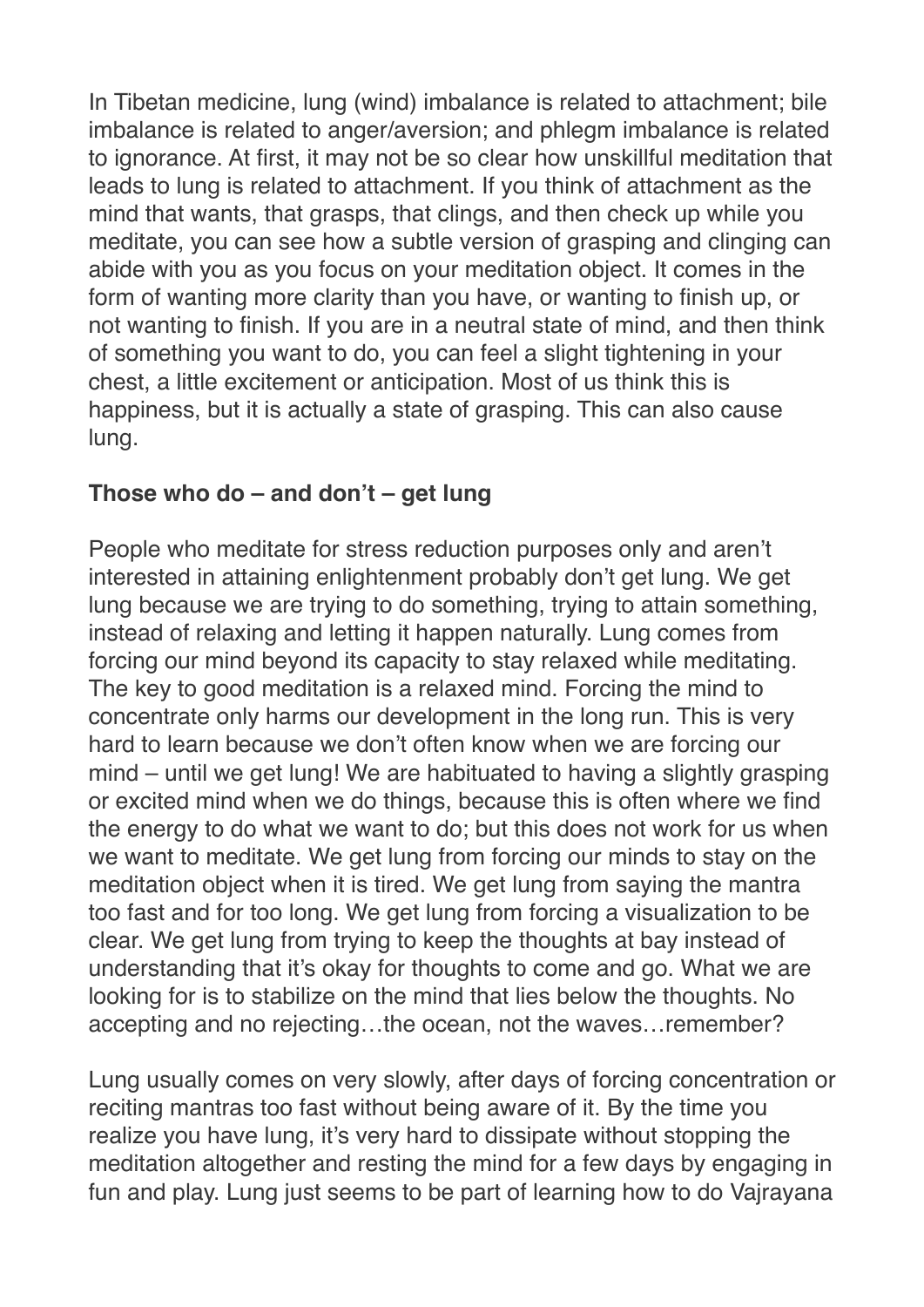In Tibetan medicine, lung (wind) imbalance is related to attachment; bile imbalance is related to anger/aversion; and phlegm imbalance is related to ignorance. At first, it may not be so clear how unskillful meditation that leads to lung is related to attachment. If you think of attachment as the mind that wants, that grasps, that clings, and then check up while you meditate, you can see how a subtle version of grasping and clinging can abide with you as you focus on your meditation object. It comes in the form of wanting more clarity than you have, or wanting to finish up, or not wanting to finish. If you are in a neutral state of mind, and then think of something you want to do, you can feel a slight tightening in your chest, a little excitement or anticipation. Most of us think this is happiness, but it is actually a state of grasping. This can also cause lung.

**Those who do – and don't – get lung**

People who meditate for stress reduction purposes only and aren't interested in attaining enlightenment probably don't get lung. We get lung because we are trying to do something, trying to attain something, instead of relaxing and letting it happen naturally. Lung comes from forcing our mind beyond its capacity to stay relaxed while meditating. The key to good meditation is a relaxed mind. Forcing the mind to concentrate only harms our development in the long run. This is very hard to learn because we don't often know when we are forcing our mind – until we get lung! We are habituated to having a slightly grasping or excited mind when we do things, because this is often where we find the energy to do what we want to do; but this does not work for us when we want to meditate. We get lung from forcing our minds to stay on the meditation object when it is tired. We get lung from saying the mantra too fast and for too long. We get lung from forcing a visualization to be clear. We get lung from trying to keep the thoughts at bay instead of understanding that it's okay for thoughts to come and go. What we are looking for is to stabilize on the mind that lies below the thoughts. No accepting and no rejecting…the ocean, not the waves…remember?

Lung usually comes on very slowly, after days of forcing concentration or reciting mantras too fast without being aware of it. By the time you realize you have lung, it's very hard to dissipate without stopping the meditation altogether and resting the mind for a few days by engaging in fun and play. Lung just seems to be part of learning how to do Vajrayana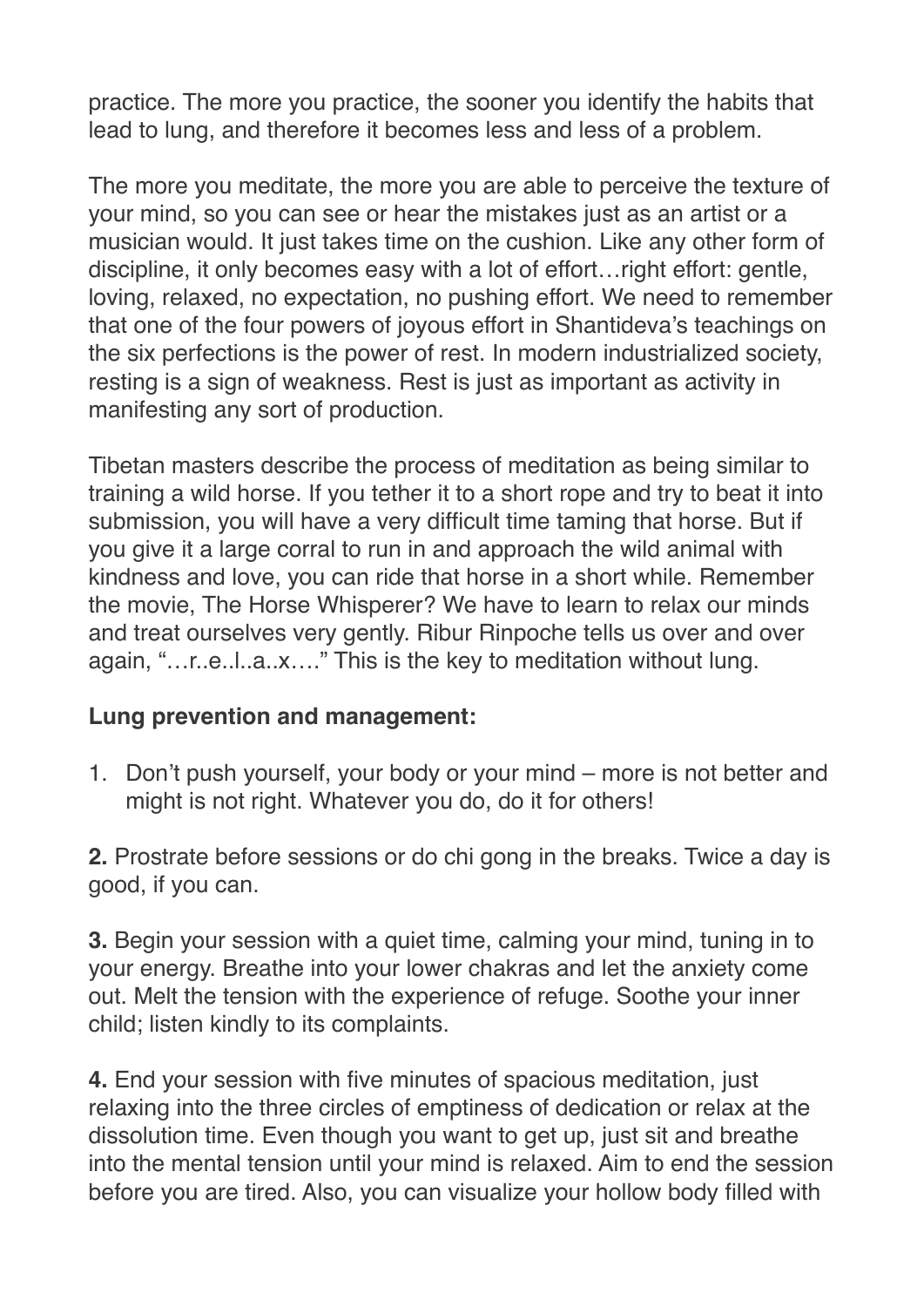practice. The more you practice, the sooner you identify the habits that lead to lung, and therefore it becomes less and less of a problem.

The more you meditate, the more you are able to perceive the texture of your mind, so you can see or hear the mistakes just as an artist or a musician would. It just takes time on the cushion. Like any other form of discipline, it only becomes easy with a lot of effort…right effort: gentle, loving, relaxed, no expectation, no pushing effort. We need to remember that one of the four powers of joyous effort in Shantideva's teachings on the six perfections is the power of rest. In modern industrialized society, resting is a sign of weakness. Rest is just as important as activity in manifesting any sort of production.

Tibetan masters describe the process of meditation as being similar to training a wild horse. If you tether it to a short rope and try to beat it into submission, you will have a very difficult time taming that horse. But if you give it a large corral to run in and approach the wild animal with kindness and love, you can ride that horse in a short while. Remember the movie, The Horse Whisperer? We have to learn to relax our minds and treat ourselves very gently. Ribur Rinpoche tells us over and over again, "…r..e..l..a..x…." This is the key to meditation without lung.

**Lung prevention and management:**

1. Don't push yourself, your body or your mind – more is not better and might is not right. Whatever you do, do it for others!

**2.** Prostrate before sessions or do chi gong in the breaks. Twice a day is good, if you can.

**3.** Begin your session with a quiet time, calming your mind, tuning in to your energy. Breathe into your lower chakras and let the anxiety come out. Melt the tension with the experience of refuge. Soothe your inner child; listen kindly to its complaints.

**4.** End your session with five minutes of spacious meditation, just relaxing into the three circles of emptiness of dedication or relax at the dissolution time. Even though you want to get up, just sit and breathe into the mental tension until your mind is relaxed. Aim to end the session before you are tired. Also, you can visualize your hollow body filled with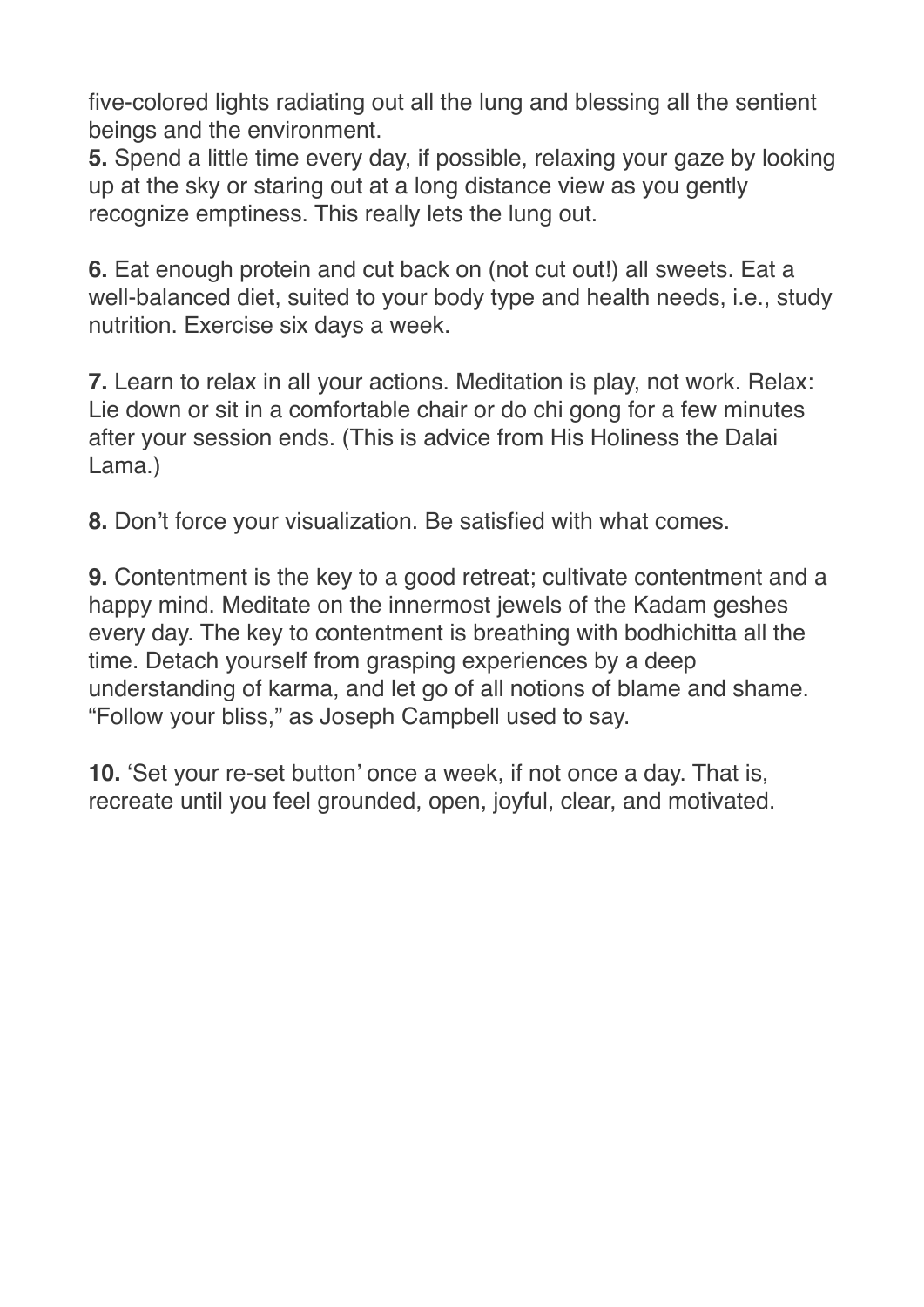five-colored lights radiating out all the lung and blessing all the sentient beings and the environment.

**5.** Spend a little time every day, if possible, relaxing your gaze by looking up at the sky or staring out at a long distance view as you gently recognize emptiness. This really lets the lung out.

**6.** Eat enough protein and cut back on (not cut out!) all sweets. Eat a well-balanced diet, suited to your body type and health needs, i.e., study nutrition. Exercise six days a week.

**7.** Learn to relax in all your actions. Meditation is play, not work. Relax: Lie down or sit in a comfortable chair or do chi gong for a few minutes after your session ends. (This is advice from His Holiness the Dalai Lama.)

**8.** Don't force your visualization. Be satisfied with what comes.

**9.** Contentment is the key to a good retreat; cultivate contentment and a happy mind. Meditate on the innermost jewels of the Kadam geshes every day. The key to contentment is breathing with bodhichitta all the time. Detach yourself from grasping experiences by a deep understanding of karma, and let go of all notions of blame and shame. "Follow your bliss," as Joseph Campbell used to say.

**10.** 'Set your re-set button' once a week, if not once a day. That is, recreate until you feel grounded, open, joyful, clear, and motivated.